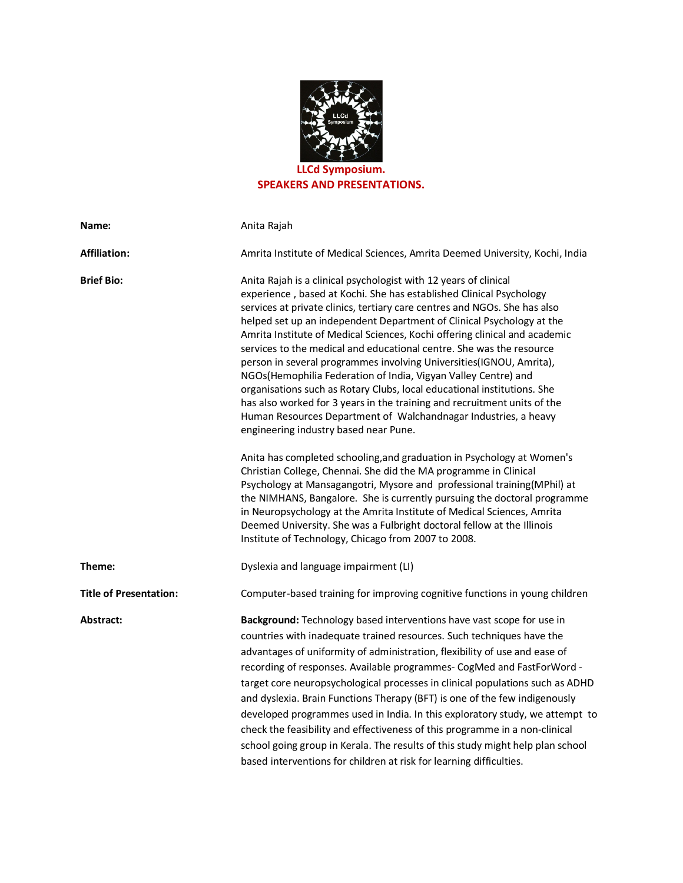# LLCd Symposium.
## SPEAKERS AND PRESENTATIONS.

**Name:** Anita Rajah

**Affiliation:** Amrita Institute of Medical Sciences, Amrita Deemed University, Kochi, India

**Brief Bio:**

Anita Rajah is a clinical psychologist with 12 years of clinical experience , based at Kochi. She has established Clinical Psychology services at private clinics, tertiary care centres and NGOs. She has also helped set up an independent Department of Clinical Psychology at the Amrita Institute of Medical Sciences, Kochi offering clinical and academic services to the medical and educational centre. She was the resource person in several programmes involving Universities(IGNOU, Amrita), NGOs(Hemophilia Federation of India, Vigyan Valley Centre) and organisations such as Rotary Clubs, local educational institutions. She has also worked for 3 years in the training and recruitment units of the Human Resources Department of Walchandnagar Industries, a heavy engineering industry based near Pune.

Anita has completed schooling,and graduation in Psychology at Women's Christian College, Chennai. She did the MA programme in Clinical Psychology at Mansagangotri, Mysore and professional training(MPhil) at the NIMHANS, Bangalore. She is currently pursuing the doctoral programme in Neuropsychology at the Amrita Institute of Medical Sciences, Amrita Deemed University. She was a Fulbright doctoral fellow at the Illinois Institute of Technology, Chicago from 2007 to 2008.

**Theme:** Dyslexia and language impairment (LI)

**Title of Presentation:** Computer-based training for improving cognitive functions in young children

**Abstract:**

**Background:** Technology based interventions have vast scope for use in countries with inadequate trained resources. Such techniques have the advantages of uniformity of administration, flexibility of use and ease of recording of responses. Available programmes- CogMed and FastForWord - target core neuropsychological processes in clinical populations such as ADHD and dyslexia. Brain Functions Therapy (BFT) is one of the few indigenously developed programmes used in India. In this exploratory study, we attempt to check the feasibility and effectiveness of this programme in a non-clinical school going group in Kerala. The results of this study might help plan school based interventions for children at risk for learning difficulties.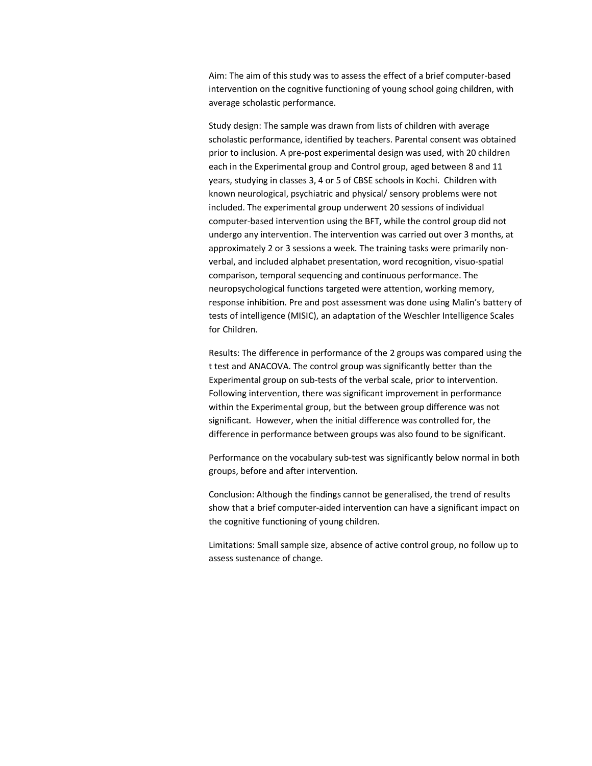Aim: The aim of this study was to assess the effect of a brief computer-based intervention on the cognitive functioning of young school going children, with average scholastic performance.

Study design: The sample was drawn from lists of children with average scholastic performance, identified by teachers. Parental consent was obtained prior to inclusion. A pre-post experimental design was used, with 20 children each in the Experimental group and Control group, aged between 8 and 11 years, studying in classes 3, 4 or 5 of CBSE schools in Kochi. Children with known neurological, psychiatric and physical/ sensory problems were not included. The experimental group underwent 20 sessions of individual computer-based intervention using the BFT, while the control group did not undergo any intervention. The intervention was carried out over 3 months, at approximately 2 or 3 sessions a week. The training tasks were primarily non-verbal, and included alphabet presentation, word recognition, visuo-spatial comparison, temporal sequencing and continuous performance. The neuropsychological functions targeted were attention, working memory, response inhibition. Pre and post assessment was done using Malin's battery of tests of intelligence (MISIC), an adaptation of the Weschler Intelligence Scales for Children.

Results: The difference in performance of the 2 groups was compared using the t test and ANACOVA. The control group was significantly better than the Experimental group on sub-tests of the verbal scale, prior to intervention. Following intervention, there was significant improvement in performance within the Experimental group, but the between group difference was not significant. However, when the initial difference was controlled for, the difference in performance between groups was also found to be significant.

Performance on the vocabulary sub-test was significantly below normal in both groups, before and after intervention.

Conclusion: Although the findings cannot be generalised, the trend of results show that a brief computer-aided intervention can have a significant impact on the cognitive functioning of young children.

Limitations: Small sample size, absence of active control group, no follow up to assess sustenance of change.